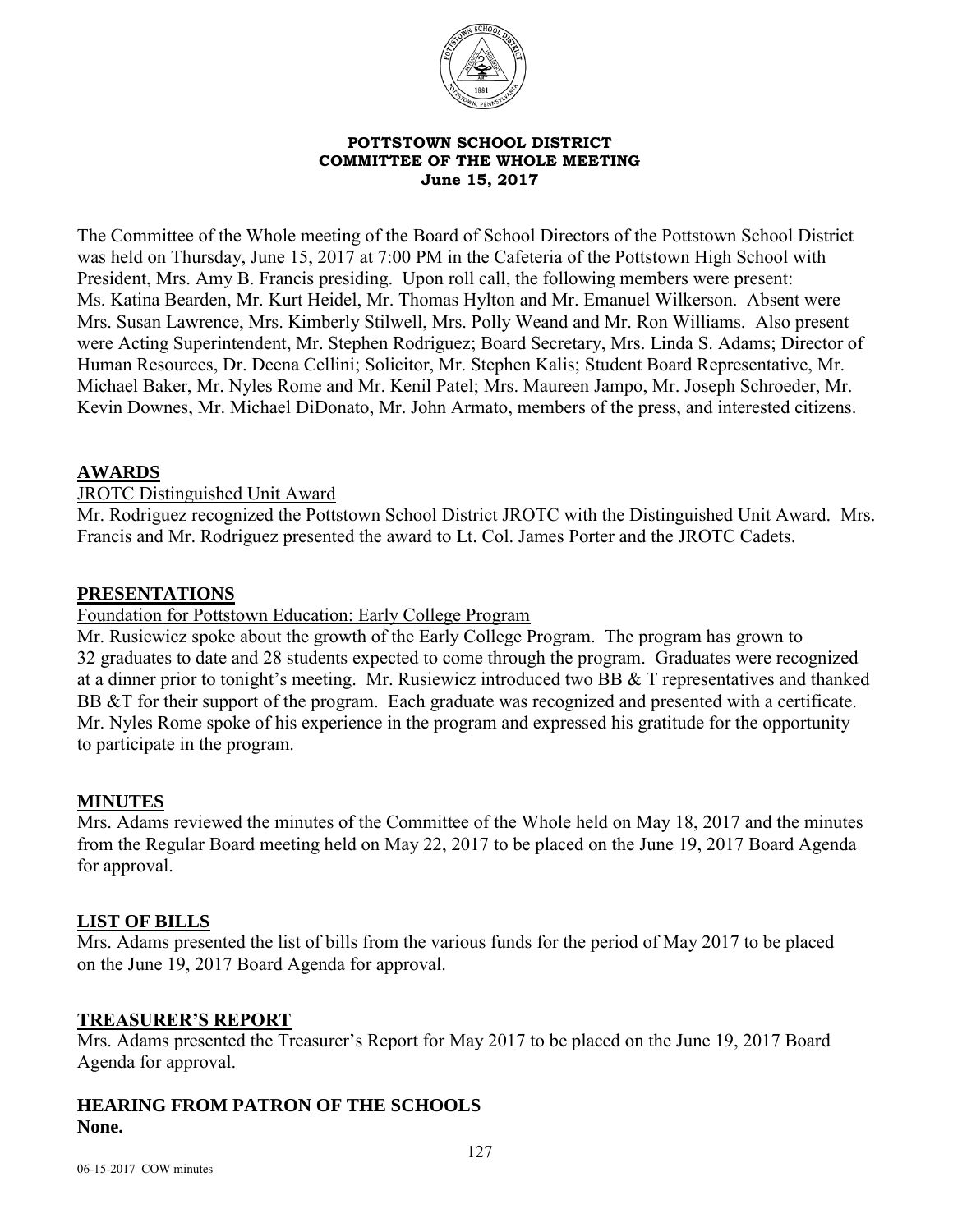**POTTSTOWN SCHOOL DISTRICT**
**COMMITTEE OF THE WHOLE MEETING**
**June 15, 2017**

The Committee of the Whole meeting of the Board of School Directors of the Pottstown School District was held on Thursday, June 15, 2017 at 7:00 PM in the Cafeteria of the Pottstown High School with President, Mrs. Amy B. Francis presiding. Upon roll call, the following members were present: Ms. Katina Bearden, Mr. Kurt Heidel, Mr. Thomas Hylton and Mr. Emanuel Wilkerson. Absent were Mrs. Susan Lawrence, Mrs. Kimberly Stilwell, Mrs. Polly Weand and Mr. Ron Williams. Also present were Acting Superintendent, Mr. Stephen Rodriguez; Board Secretary, Mrs. Linda S. Adams; Director of Human Resources, Dr. Deena Cellini; Solicitor, Mr. Stephen Kalis; Student Board Representative, Mr. Michael Baker, Mr. Nyles Rome and Mr. Kenil Patel; Mrs. Maureen Jampo, Mr. Joseph Schroeder, Mr. Kevin Downes, Mr. Michael DiDonato, Mr. John Armato, members of the press, and interested citizens.

## AWARDS

JROTC Distinguished Unit Award

Mr. Rodriguez recognized the Pottstown School District JROTC with the Distinguished Unit Award. Mrs. Francis and Mr. Rodriguez presented the award to Lt. Col. James Porter and the JROTC Cadets.

## PRESENTATIONS

Foundation for Pottstown Education: Early College Program

Mr. Rusiewicz spoke about the growth of the Early College Program. The program has grown to 32 graduates to date and 28 students expected to come through the program. Graduates were recognized at a dinner prior to tonight's meeting. Mr. Rusiewicz introduced two BB & T representatives and thanked BB &T for their support of the program. Each graduate was recognized and presented with a certificate. Mr. Nyles Rome spoke of his experience in the program and expressed his gratitude for the opportunity to participate in the program.

## MINUTES

Mrs. Adams reviewed the minutes of the Committee of the Whole held on May 18, 2017 and the minutes from the Regular Board meeting held on May 22, 2017 to be placed on the June 19, 2017 Board Agenda for approval.

## LIST OF BILLS

Mrs. Adams presented the list of bills from the various funds for the period of May 2017 to be placed on the June 19, 2017 Board Agenda for approval.

## TREASURER'S REPORT

Mrs. Adams presented the Treasurer's Report for May 2017 to be placed on the June 19, 2017 Board Agenda for approval.

## HEARING FROM PATRON OF THE SCHOOLS

**None.**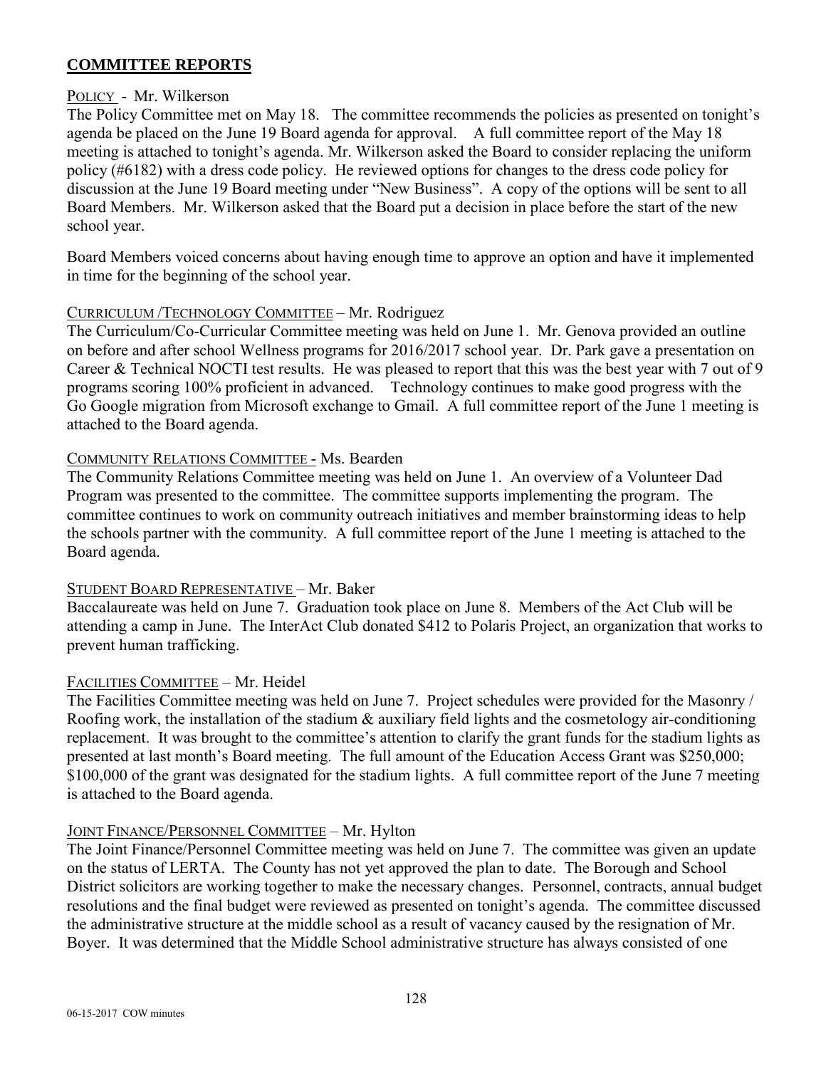## COMMITTEE REPORTS

POLICY - Mr. Wilkerson

The Policy Committee met on May 18. The committee recommends the policies as presented on tonight's agenda be placed on the June 19 Board agenda for approval. A full committee report of the May 18 meeting is attached to tonight's agenda. Mr. Wilkerson asked the Board to consider replacing the uniform policy (#6182) with a dress code policy. He reviewed options for changes to the dress code policy for discussion at the June 19 Board meeting under "New Business". A copy of the options will be sent to all Board Members. Mr. Wilkerson asked that the Board put a decision in place before the start of the new school year.

Board Members voiced concerns about having enough time to approve an option and have it implemented in time for the beginning of the school year.

CURRICULUM /TECHNOLOGY COMMITTEE – Mr. Rodriguez

The Curriculum/Co-Curricular Committee meeting was held on June 1. Mr. Genova provided an outline on before and after school Wellness programs for 2016/2017 school year. Dr. Park gave a presentation on Career & Technical NOCTI test results. He was pleased to report that this was the best year with 7 out of 9 programs scoring 100% proficient in advanced. Technology continues to make good progress with the Go Google migration from Microsoft exchange to Gmail. A full committee report of the June 1 meeting is attached to the Board agenda.

COMMUNITY RELATIONS COMMITTEE - Ms. Bearden

The Community Relations Committee meeting was held on June 1. An overview of a Volunteer Dad Program was presented to the committee. The committee supports implementing the program. The committee continues to work on community outreach initiatives and member brainstorming ideas to help the schools partner with the community. A full committee report of the June 1 meeting is attached to the Board agenda.

STUDENT BOARD REPRESENTATIVE – Mr. Baker

Baccalaureate was held on June 7. Graduation took place on June 8. Members of the Act Club will be attending a camp in June. The InterAct Club donated $412 to Polaris Project, an organization that works to prevent human trafficking.

FACILITIES COMMITTEE – Mr. Heidel

The Facilities Committee meeting was held on June 7. Project schedules were provided for the Masonry / Roofing work, the installation of the stadium & auxiliary field lights and the cosmetology air-conditioning replacement. It was brought to the committee's attention to clarify the grant funds for the stadium lights as presented at last month's Board meeting. The full amount of the Education Access Grant was $250,000; $100,000 of the grant was designated for the stadium lights. A full committee report of the June 7 meeting is attached to the Board agenda.

JOINT FINANCE/PERSONNEL COMMITTEE – Mr. Hylton

The Joint Finance/Personnel Committee meeting was held on June 7. The committee was given an update on the status of LERTA. The County has not yet approved the plan to date. The Borough and School District solicitors are working together to make the necessary changes. Personnel, contracts, annual budget resolutions and the final budget were reviewed as presented on tonight's agenda. The committee discussed the administrative structure at the middle school as a result of vacancy caused by the resignation of Mr. Boyer. It was determined that the Middle School administrative structure has always consisted of one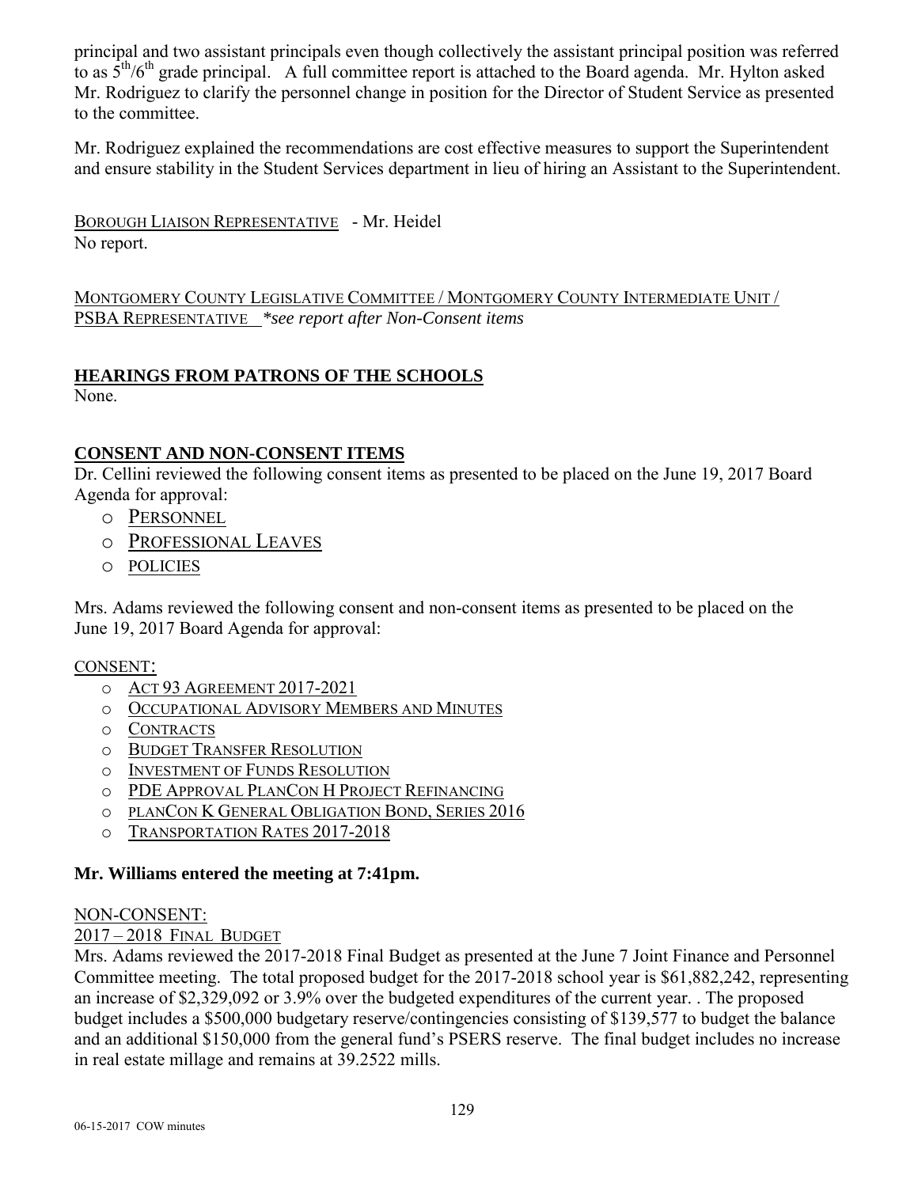principal and two assistant principals even though collectively the assistant principal position was referred to as 5th/6th grade principal. A full committee report is attached to the Board agenda. Mr. Hylton asked Mr. Rodriguez to clarify the personnel change in position for the Director of Student Service as presented to the committee.

Mr. Rodriguez explained the recommendations are cost effective measures to support the Superintendent and ensure stability in the Student Services department in lieu of hiring an Assistant to the Superintendent.

BOROUGH LIAISON REPRESENTATIVE - Mr. Heidel
No report.

MONTGOMERY COUNTY LEGISLATIVE COMMITTEE / MONTGOMERY COUNTY INTERMEDIATE UNIT / PSBA REPRESENTATIVE *\*see report after Non-Consent items*

## HEARINGS FROM PATRONS OF THE SCHOOLS

None.

## CONSENT AND NON-CONSENT ITEMS

Dr. Cellini reviewed the following consent items as presented to be placed on the June 19, 2017 Board Agenda for approval:

- PERSONNEL
- PROFESSIONAL LEAVES
- POLICIES

Mrs. Adams reviewed the following consent and non-consent items as presented to be placed on the June 19, 2017 Board Agenda for approval:

CONSENT:

- ACT 93 AGREEMENT 2017-2021
- OCCUPATIONAL ADVISORY MEMBERS AND MINUTES
- CONTRACTS
- BUDGET TRANSFER RESOLUTION
- INVESTMENT OF FUNDS RESOLUTION
- PDE APPROVAL PLANCON H PROJECT REFINANCING
- PLANCON K GENERAL OBLIGATION BOND, SERIES 2016
- TRANSPORTATION RATES 2017-2018

**Mr. Williams entered the meeting at 7:41pm.**

NON-CONSENT:

2017 – 2018 FINAL BUDGET

Mrs. Adams reviewed the 2017-2018 Final Budget as presented at the June 7 Joint Finance and Personnel Committee meeting. The total proposed budget for the 2017-2018 school year is $61,882,242, representing an increase of $2,329,092 or 3.9% over the budgeted expenditures of the current year. . The proposed budget includes a $500,000 budgetary reserve/contingencies consisting of $139,577 to budget the balance and an additional $150,000 from the general fund's PSERS reserve. The final budget includes no increase in real estate millage and remains at 39.2522 mills.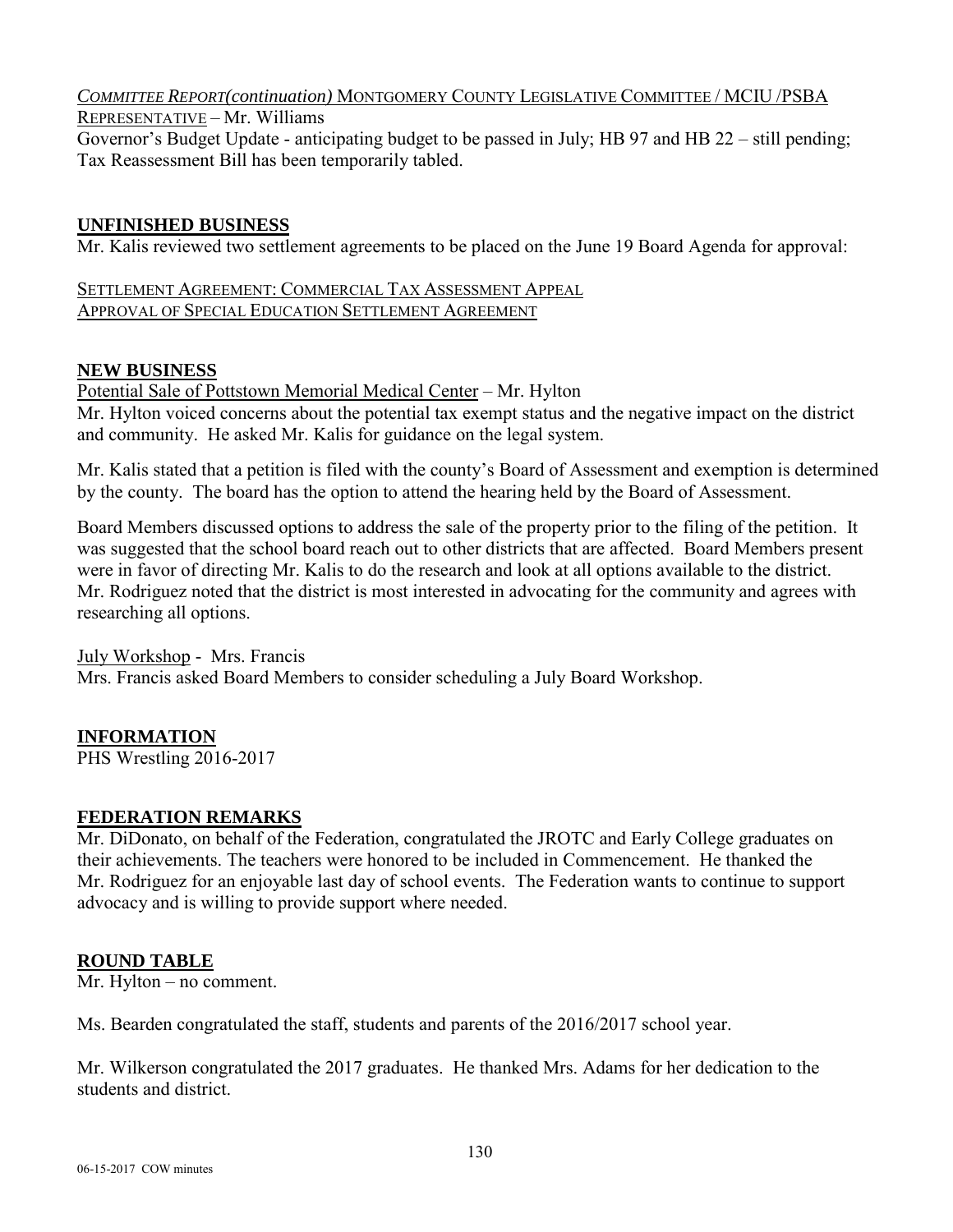*COMMITTEE REPORT(continuation)* MONTGOMERY COUNTY LEGISLATIVE COMMITTEE / MCIU /PSBA REPRESENTATIVE – Mr. Williams

Governor's Budget Update - anticipating budget to be passed in July; HB 97 and HB 22 – still pending; Tax Reassessment Bill has been temporarily tabled.

## UNFINISHED BUSINESS

Mr. Kalis reviewed two settlement agreements to be placed on the June 19 Board Agenda for approval:

SETTLEMENT AGREEMENT: COMMERCIAL TAX ASSESSMENT APPEAL
APPROVAL OF SPECIAL EDUCATION SETTLEMENT AGREEMENT

## NEW BUSINESS

Potential Sale of Pottstown Memorial Medical Center – Mr. Hylton

Mr. Hylton voiced concerns about the potential tax exempt status and the negative impact on the district and community. He asked Mr. Kalis for guidance on the legal system.

Mr. Kalis stated that a petition is filed with the county's Board of Assessment and exemption is determined by the county. The board has the option to attend the hearing held by the Board of Assessment.

Board Members discussed options to address the sale of the property prior to the filing of the petition. It was suggested that the school board reach out to other districts that are affected. Board Members present were in favor of directing Mr. Kalis to do the research and look at all options available to the district. Mr. Rodriguez noted that the district is most interested in advocating for the community and agrees with researching all options.

July Workshop - Mrs. Francis

Mrs. Francis asked Board Members to consider scheduling a July Board Workshop.

## INFORMATION

PHS Wrestling 2016-2017

## FEDERATION REMARKS

Mr. DiDonato, on behalf of the Federation, congratulated the JROTC and Early College graduates on their achievements. The teachers were honored to be included in Commencement. He thanked the Mr. Rodriguez for an enjoyable last day of school events. The Federation wants to continue to support advocacy and is willing to provide support where needed.

## ROUND TABLE

Mr. Hylton – no comment.

Ms. Bearden congratulated the staff, students and parents of the 2016/2017 school year.

Mr. Wilkerson congratulated the 2017 graduates. He thanked Mrs. Adams for her dedication to the students and district.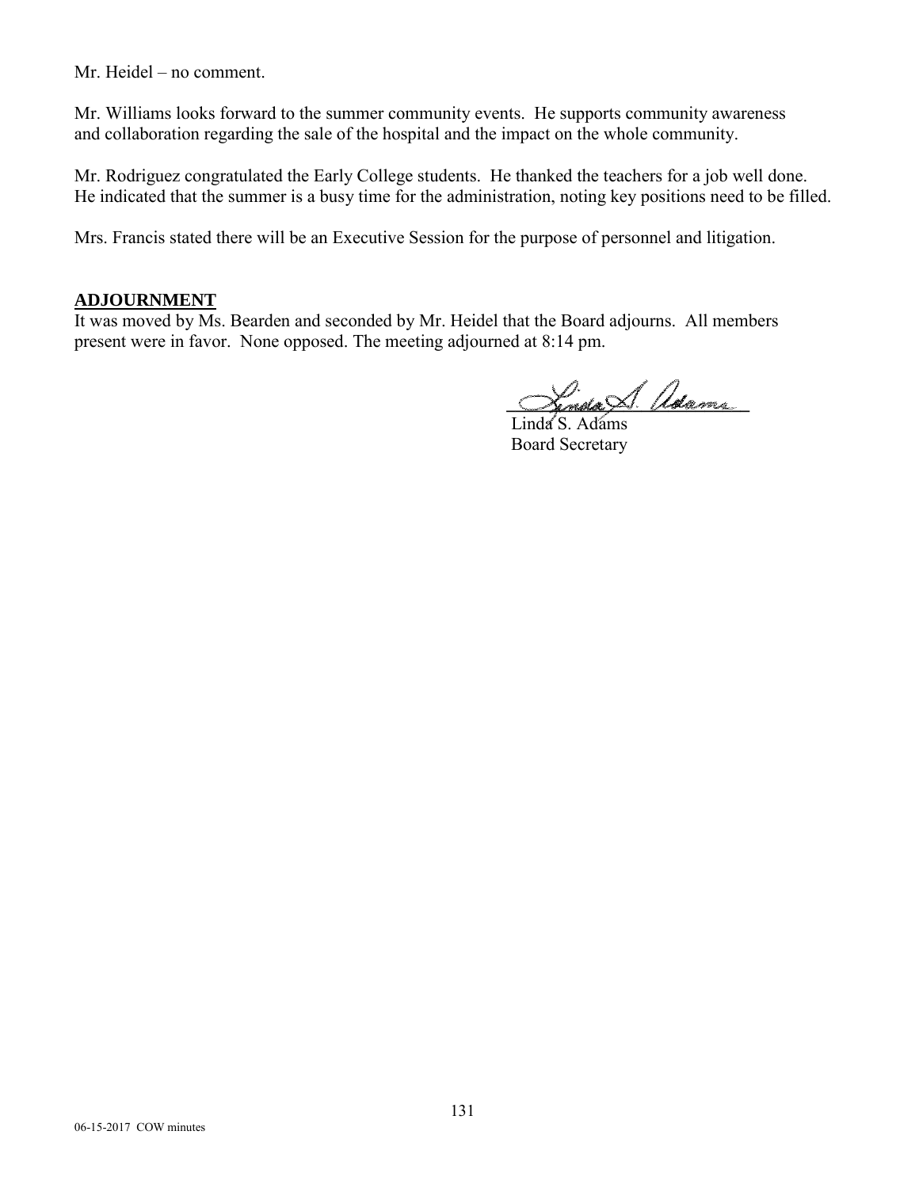Mr. Heidel – no comment.

Mr. Williams looks forward to the summer community events. He supports community awareness and collaboration regarding the sale of the hospital and the impact on the whole community.

Mr. Rodriguez congratulated the Early College students. He thanked the teachers for a job well done. He indicated that the summer is a busy time for the administration, noting key positions need to be filled.

Mrs. Francis stated there will be an Executive Session for the purpose of personnel and litigation.

## ADJOURNMENT

It was moved by Ms. Bearden and seconded by Mr. Heidel that the Board adjourns. All members present were in favor. None opposed. The meeting adjourned at 8:14 pm.

Linda S. Adams
Board Secretary

06-15-2017 COW minutes